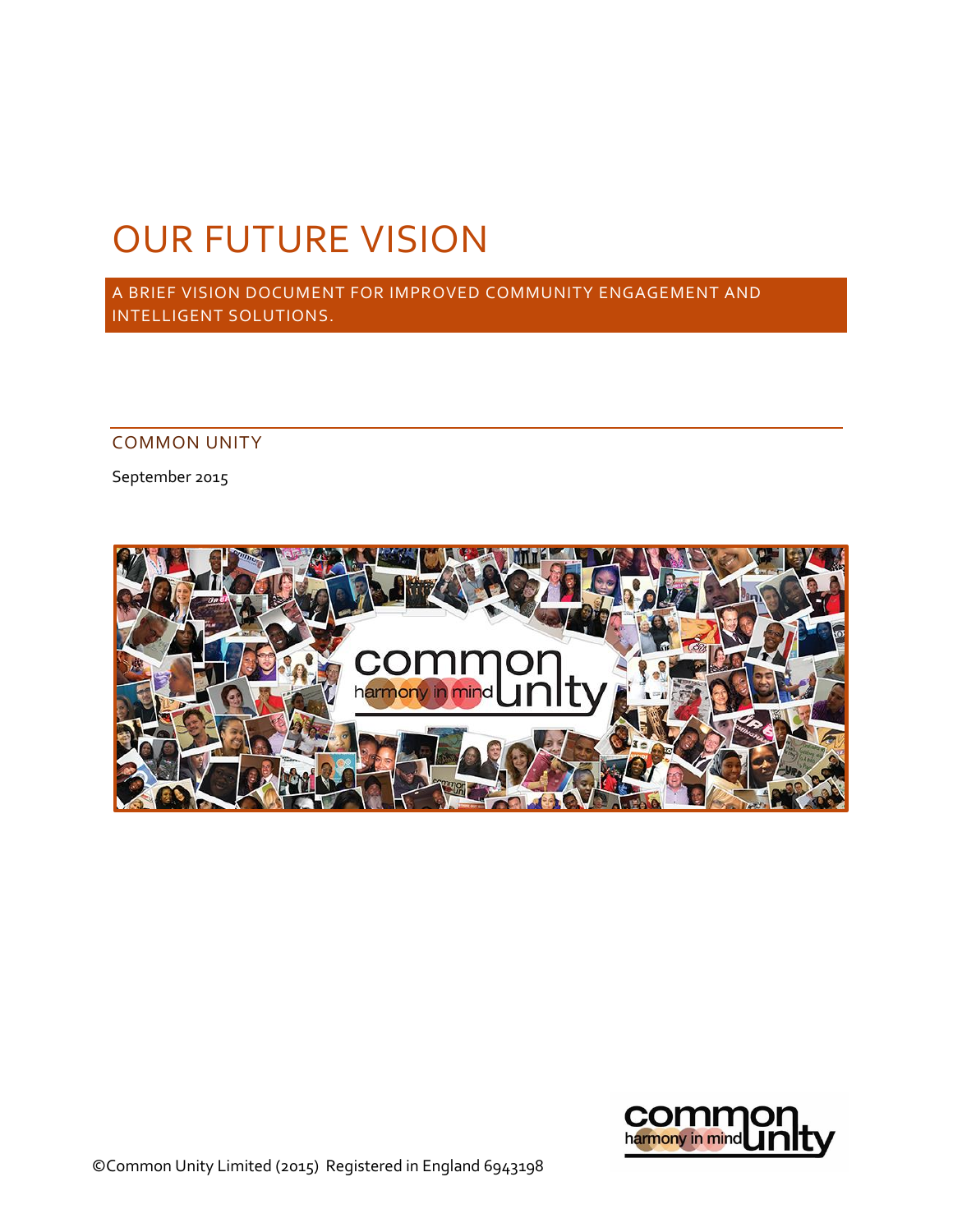# OUR FUTURE VISION

A BRIEF VISION DOCUMENT FOR IMPROVED COMMUNITY ENGAGEMENT AND INTELLIGENT SOLUTIONS.

COMMON UNITY

September 2015

©Common Unity Limited (2015) Registered in England 6943198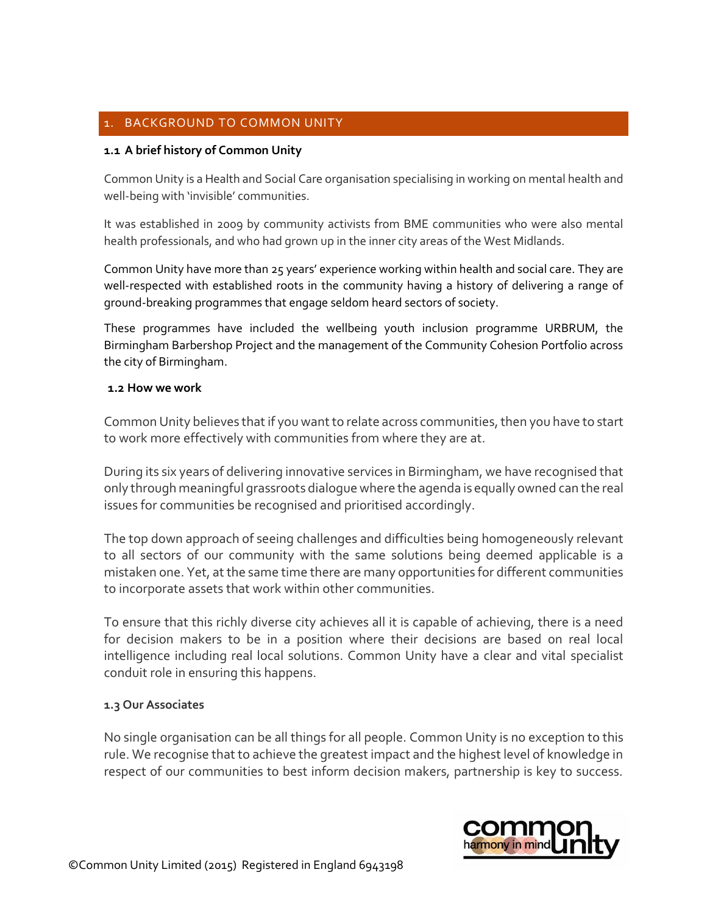## 1. BACKGROUND TO COMMON UNITY

### 1.1 A brief history of Common Unity

Common Unity is a Health and Social Care organisation specialising in working on mental health and well-being with 'invisible' communities.

It was established in 2009 by community activists from BME communities who were also mental health professionals, and who had grown up in the inner city areas of the West Midlands.

Common Unity have more than 25 years' experience working within health and social care. They are well-respected with established roots in the community having a history of delivering a range of ground-breaking programmes that engage seldom heard sectors of society.

These programmes have included the wellbeing youth inclusion programme URBRUM, the Birmingham Barbershop Project and the management of the Community Cohesion Portfolio across the city of Birmingham.

### 1.2 How we work

Common Unity believes that if you want to relate across communities, then you have to start to work more effectively with communities from where they are at.

During its six years of delivering innovative services in Birmingham, we have recognised that only through meaningful grassroots dialogue where the agenda is equally owned can the real issues for communities be recognised and prioritised accordingly.

The top down approach of seeing challenges and difficulties being homogeneously relevant to all sectors of our community with the same solutions being deemed applicable is a mistaken one. Yet, at the same time there are many opportunities for different communities to incorporate assets that work within other communities.

To ensure that this richly diverse city achieves all it is capable of achieving, there is a need for decision makers to be in a position where their decisions are based on real local intelligence including real local solutions. Common Unity have a clear and vital specialist conduit role in ensuring this happens.

### 1.3 Our Associates

No single organisation can be all things for all people. Common Unity is no exception to this rule. We recognise that to achieve the greatest impact and the highest level of knowledge in respect of our communities to best inform decision makers, partnership is key to success.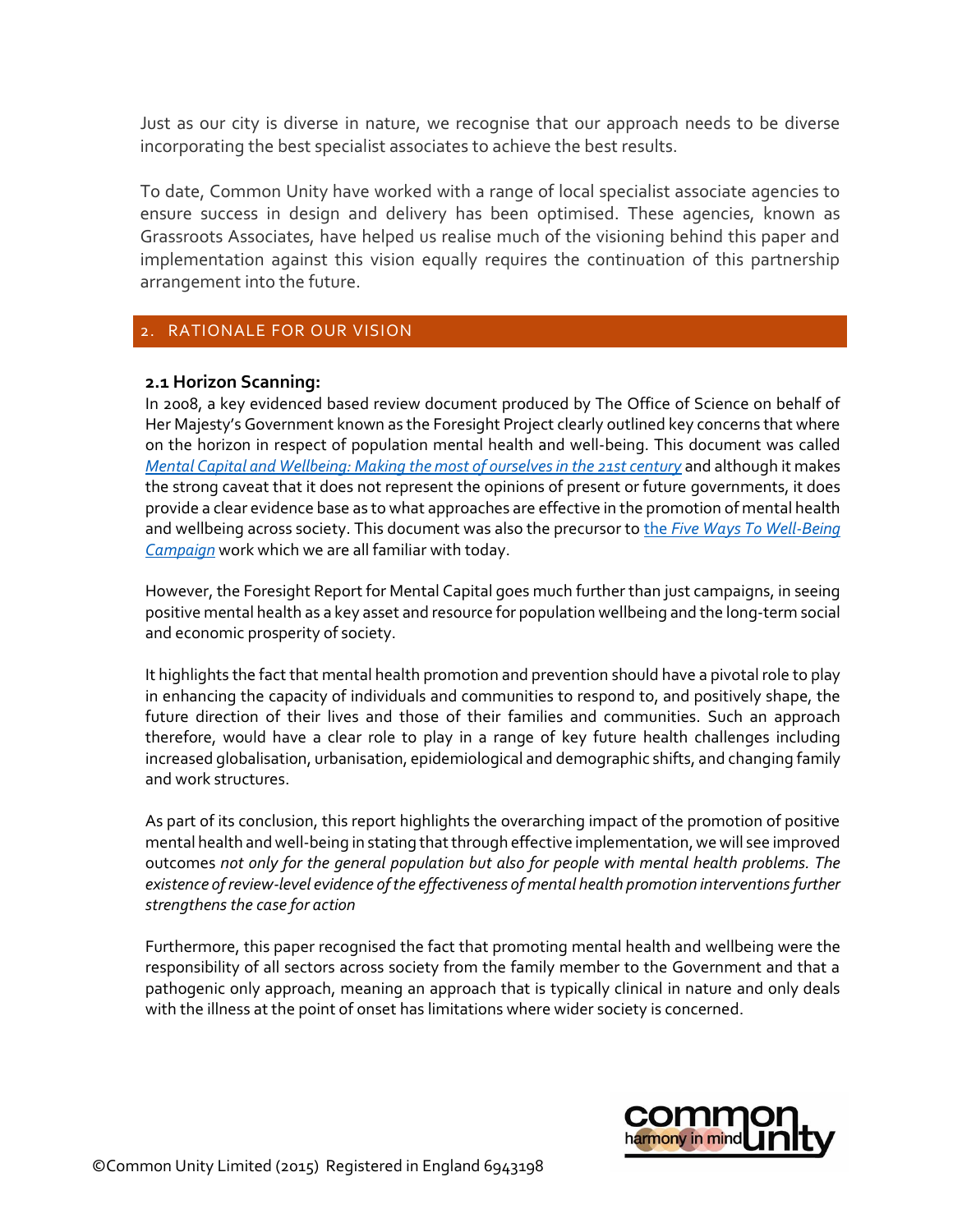Just as our city is diverse in nature, we recognise that our approach needs to be diverse incorporating the best specialist associates to achieve the best results.

To date, Common Unity have worked with a range of local specialist associate agencies to ensure success in design and delivery has been optimised. These agencies, known as Grassroots Associates, have helped us realise much of the visioning behind this paper and implementation against this vision equally requires the continuation of this partnership arrangement into the future.

## 2. RATIONALE FOR OUR VISION

### 2.1 Horizon Scanning:

In 2008, a key evidenced based review document produced by The Office of Science on behalf of Her Majesty's Government known as the Foresight Project clearly outlined key concerns that where on the horizon in respect of population mental health and well-being. This document was called *Mental Capital and Wellbeing: Making the most of ourselves in the 21st century* and although it makes the strong caveat that it does not represent the opinions of present or future governments, it does provide a clear evidence base as to what approaches are effective in the promotion of mental health and wellbeing across society. This document was also the precursor to the *Five Ways To Well-Being Campaign* work which we are all familiar with today.

However, the Foresight Report for Mental Capital goes much further than just campaigns, in seeing positive mental health as a key asset and resource for population wellbeing and the long-term social and economic prosperity of society.

It highlights the fact that mental health promotion and prevention should have a pivotal role to play in enhancing the capacity of individuals and communities to respond to, and positively shape, the future direction of their lives and those of their families and communities. Such an approach therefore, would have a clear role to play in a range of key future health challenges including increased globalisation, urbanisation, epidemiological and demographic shifts, and changing family and work structures.

As part of its conclusion, this report highlights the overarching impact of the promotion of positive mental health and well-being in stating that through effective implementation, we will see improved outcomes *not only for the general population but also for people with mental health problems. The existence of review-level evidence of the effectiveness of mental health promotion interventions further strengthens the case for action*

Furthermore, this paper recognised the fact that promoting mental health and wellbeing were the responsibility of all sectors across society from the family member to the Government and that a pathogenic only approach, meaning an approach that is typically clinical in nature and only deals with the illness at the point of onset has limitations where wider society is concerned.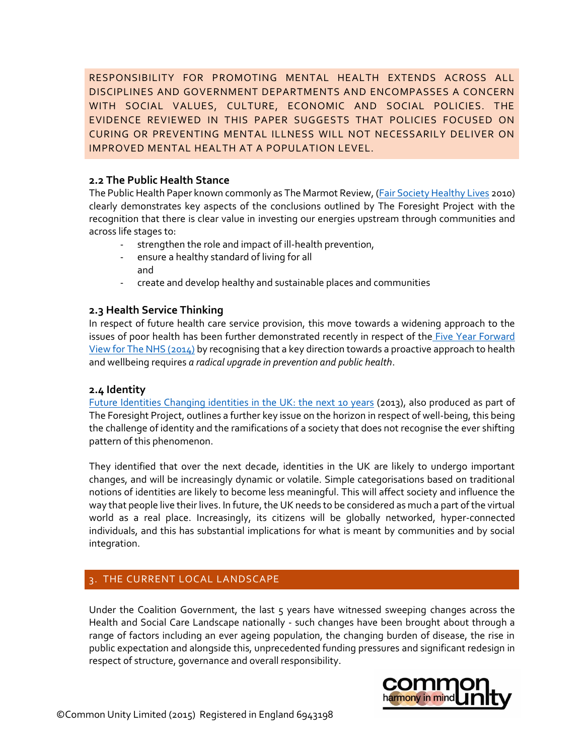RESPONSIBILITY FOR PROMOTING MENTAL HEALTH EXTENDS ACROSS ALL DISCIPLINES AND GOVERNMENT DEPARTMENTS AND ENCOMPASSES A CONCERN WITH SOCIAL VALUES, CULTURE, ECONOMIC AND SOCIAL POLICIES. THE EVIDENCE REVIEWED IN THIS PAPER SUGGESTS THAT POLICIES FOCUSED ON CURING OR PREVENTING MENTAL ILLNESS WILL NOT NECESSARILY DELIVER ON IMPROVED MENTAL HEALTH AT A POPULATION LEVEL.

### 2.2 The Public Health Stance

The Public Health Paper known commonly as The Marmot Review, (Fair Society Healthy Lives 2010) clearly demonstrates key aspects of the conclusions outlined by The Foresight Project with the recognition that there is clear value in investing our energies upstream through communities and across life stages to:

- strengthen the role and impact of ill-health prevention,
- ensure a healthy standard of living for all
  and
- create and develop healthy and sustainable places and communities

### 2.3 Health Service Thinking

In respect of future health care service provision, this move towards a widening approach to the issues of poor health has been further demonstrated recently in respect of the Five Year Forward View for The NHS (2014) by recognising that a key direction towards a proactive approach to health and wellbeing requires *a radical upgrade in prevention and public health*.

### 2.4 Identity

Future Identities Changing identities in the UK: the next 10 years (2013), also produced as part of The Foresight Project, outlines a further key issue on the horizon in respect of well-being, this being the challenge of identity and the ramifications of a society that does not recognise the ever shifting pattern of this phenomenon.

They identified that over the next decade, identities in the UK are likely to undergo important changes, and will be increasingly dynamic or volatile. Simple categorisations based on traditional notions of identities are likely to become less meaningful. This will affect society and influence the way that people live their lives. In future, the UK needs to be considered as much a part of the virtual world as a real place. Increasingly, its citizens will be globally networked, hyper-connected individuals, and this has substantial implications for what is meant by communities and by social integration.

## 3. THE CURRENT LOCAL LANDSCAPE

Under the Coalition Government, the last 5 years have witnessed sweeping changes across the Health and Social Care Landscape nationally - such changes have been brought about through a range of factors including an ever ageing population, the changing burden of disease, the rise in public expectation and alongside this, unprecedented funding pressures and significant redesign in respect of structure, governance and overall responsibility.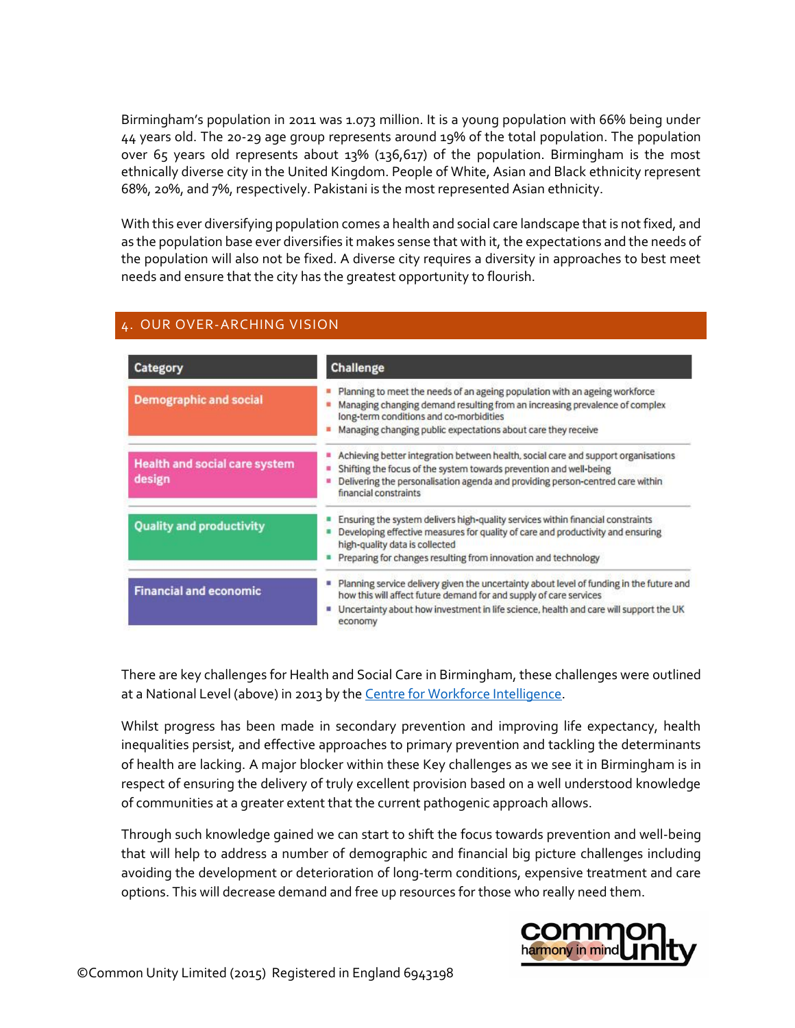Birmingham's population in 2011 was 1.073 million. It is a young population with 66% being under 44 years old. The 20-29 age group represents around 19% of the total population. The population over 65 years old represents about 13% (136,617) of the population. Birmingham is the most ethnically diverse city in the United Kingdom. People of White, Asian and Black ethnicity represent 68%, 20%, and 7%, respectively. Pakistani is the most represented Asian ethnicity.

With this ever diversifying population comes a health and social care landscape that is not fixed, and as the population base ever diversifies it makes sense that with it, the expectations and the needs of the population will also not be fixed. A diverse city requires a diversity in approaches to best meet needs and ensure that the city has the greatest opportunity to flourish.

## 4. OUR OVER-ARCHING VISION

| Category | Challenge |
|---|---|
| Demographic and social | ▪ Planning to meet the needs of an ageing population with an ageing workforce<br>▪ Managing changing demand resulting from an increasing prevalence of complex long-term conditions and co-morbidities<br>▪ Managing changing public expectations about care they receive |
| Health and social care system design | ▪ Achieving better integration between health, social care and support organisations<br>▪ Shifting the focus of the system towards prevention and well-being<br>▪ Delivering the personalisation agenda and providing person-centred care within financial constraints |
| Quality and productivity | ▪ Ensuring the system delivers high-quality services within financial constraints<br>▪ Developing effective measures for quality of care and productivity and ensuring high-quality data is collected<br>▪ Preparing for changes resulting from innovation and technology |
| Financial and economic | ▪ Planning service delivery given the uncertainty about level of funding in the future and how this will affect future demand for and supply of care services<br>▪ Uncertainty about how investment in life science, health and care will support the UK economy |

There are key challenges for Health and Social Care in Birmingham, these challenges were outlined at a National Level (above) in 2013 by the Centre for Workforce Intelligence.

Whilst progress has been made in secondary prevention and improving life expectancy, health inequalities persist, and effective approaches to primary prevention and tackling the determinants of health are lacking. A major blocker within these Key challenges as we see it in Birmingham is in respect of ensuring the delivery of truly excellent provision based on a well understood knowledge of communities at a greater extent that the current pathogenic approach allows.

Through such knowledge gained we can start to shift the focus towards prevention and well-being that will help to address a number of demographic and financial big picture challenges including avoiding the development or deterioration of long-term conditions, expensive treatment and care options. This will decrease demand and free up resources for those who really need them.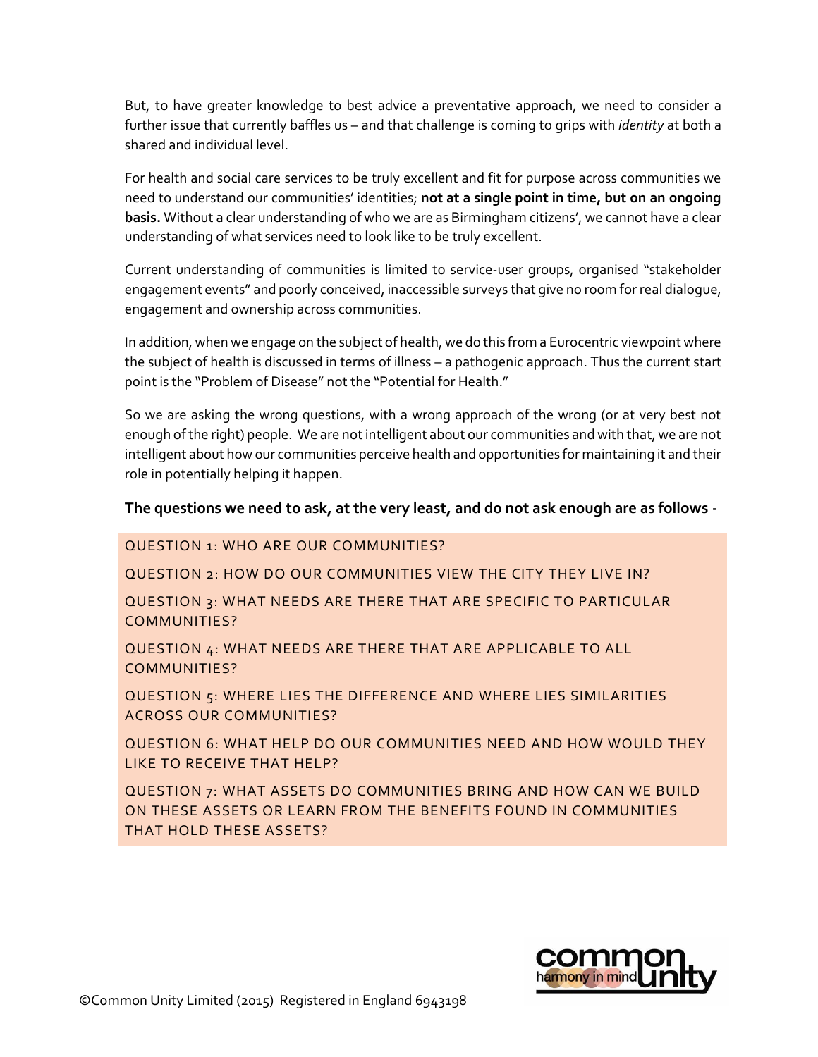But, to have greater knowledge to best advice a preventative approach, we need to consider a further issue that currently baffles us – and that challenge is coming to grips with *identity* at both a shared and individual level.

For health and social care services to be truly excellent and fit for purpose across communities we need to understand our communities' identities; **not at a single point in time, but on an ongoing basis.** Without a clear understanding of who we are as Birmingham citizens', we cannot have a clear understanding of what services need to look like to be truly excellent.

Current understanding of communities is limited to service-user groups, organised "stakeholder engagement events" and poorly conceived, inaccessible surveys that give no room for real dialogue, engagement and ownership across communities.

In addition, when we engage on the subject of health, we do this from a Eurocentric viewpoint where the subject of health is discussed in terms of illness – a pathogenic approach. Thus the current start point is the "Problem of Disease" not the "Potential for Health."

So we are asking the wrong questions, with a wrong approach of the wrong (or at very best not enough of the right) people. We are not intelligent about our communities and with that, we are not intelligent about how our communities perceive health and opportunities for maintaining it and their role in potentially helping it happen.

**The questions we need to ask, at the very least, and do not ask enough are as follows -**

QUESTION 1: WHO ARE OUR COMMUNITIES?

QUESTION 2: HOW DO OUR COMMUNITIES VIEW THE CITY THEY LIVE IN?

QUESTION 3: WHAT NEEDS ARE THERE THAT ARE SPECIFIC TO PARTICULAR COMMUNITIES?

QUESTION 4: WHAT NEEDS ARE THERE THAT ARE APPLICABLE TO ALL COMMUNITIES?

QUESTION 5: WHERE LIES THE DIFFERENCE AND WHERE LIES SIMILARITIES ACROSS OUR COMMUNITIES?

QUESTION 6: WHAT HELP DO OUR COMMUNITIES NEED AND HOW WOULD THEY LIKE TO RECEIVE THAT HELP?

QUESTION 7: WHAT ASSETS DO COMMUNITIES BRING AND HOW CAN WE BUILD ON THESE ASSETS OR LEARN FROM THE BENEFITS FOUND IN COMMUNITIES THAT HOLD THESE ASSETS?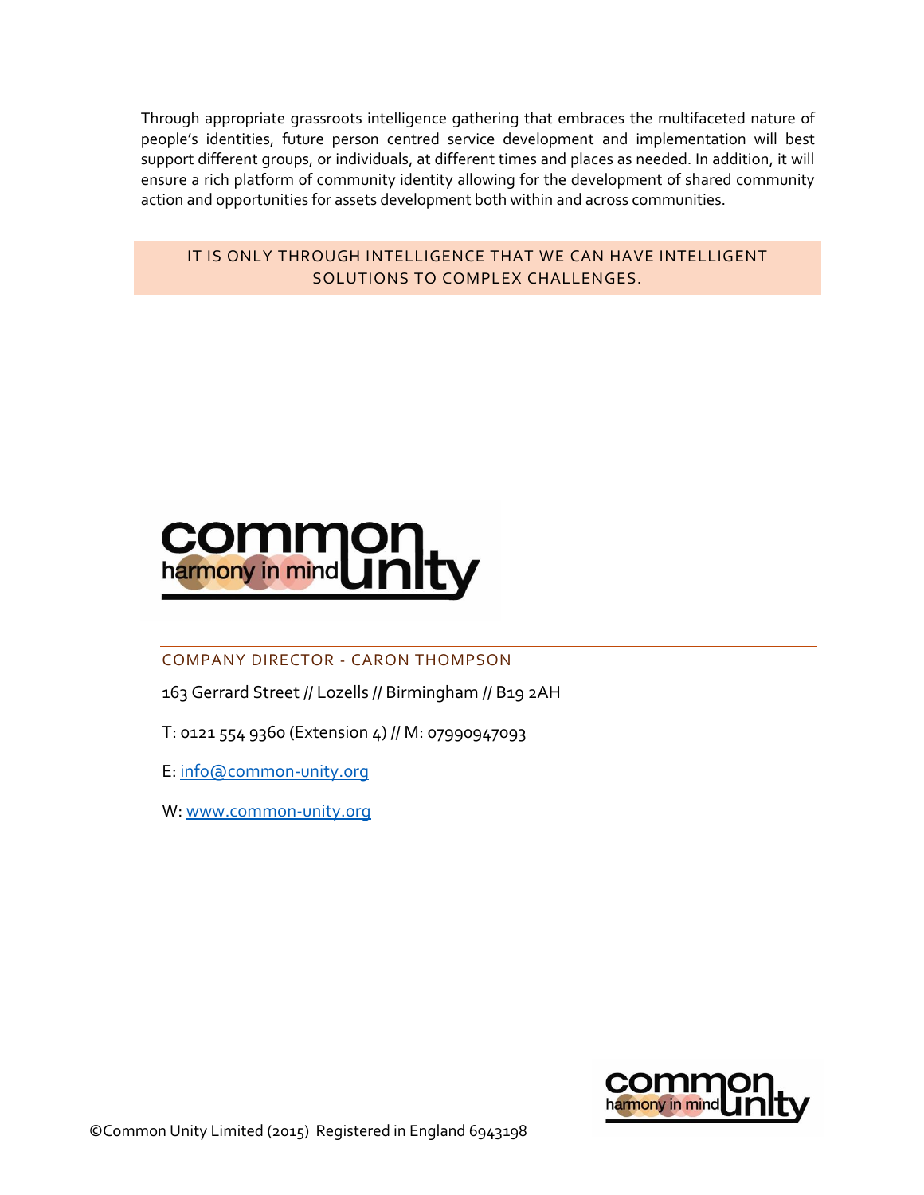Through appropriate grassroots intelligence gathering that embraces the multifaceted nature of people's identities, future person centred service development and implementation will best support different groups, or individuals, at different times and places as needed. In addition, it will ensure a rich platform of community identity allowing for the development of shared community action and opportunities for assets development both within and across communities.

**IT IS ONLY THROUGH INTELLIGENCE THAT WE CAN HAVE INTELLIGENT SOLUTIONS TO COMPLEX CHALLENGES.**

COMPANY DIRECTOR - CARON THOMPSON

163 Gerrard Street // Lozells // Birmingham // B19 2AH

T: 0121 554 9360 (Extension 4) // M: 07990947093

E: info@common-unity.org

W: www.common-unity.org

©Common Unity Limited (2015) Registered in England 6943198